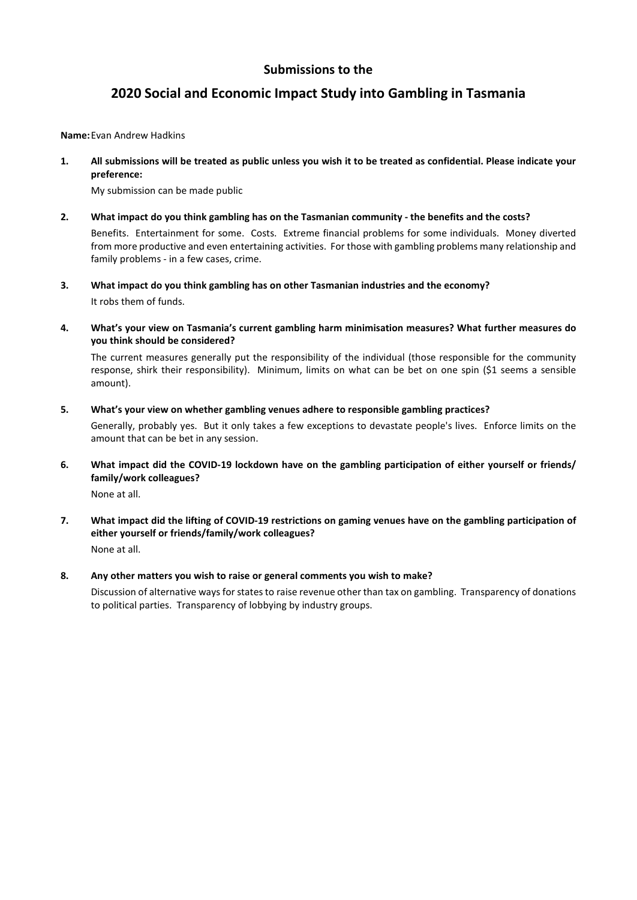## Submissions to the

# 2020 Social and Economic Impact Study into Gambling in Tasmania

**Name:** Evan Andrew Hadkins

**1. All submissions will be treated as public unless you wish it to be treated as confidential. Please indicate your preference:**

My submission can be made public

**2. What impact do you think gambling has on the Tasmanian community - the benefits and the costs?**

Benefits. Entertainment for some. Costs. Extreme financial problems for some individuals. Money diverted from more productive and even entertaining activities. For those with gambling problems many relationship and family problems - in a few cases, crime.

**3. What impact do you think gambling has on other Tasmanian industries and the economy?**

It robs them of funds.

**4. What's your view on Tasmania's current gambling harm minimisation measures? What further measures do you think should be considered?**

The current measures generally put the responsibility of the individual (those responsible for the community response, shirk their responsibility). Minimum, limits on what can be bet on one spin ($1 seems a sensible amount).

**5. What's your view on whether gambling venues adhere to responsible gambling practices?**

Generally, probably yes. But it only takes a few exceptions to devastate people's lives. Enforce limits on the amount that can be bet in any session.

**6. What impact did the COVID-19 lockdown have on the gambling participation of either yourself or friends/ family/work colleagues?**

None at all.

**7. What impact did the lifting of COVID-19 restrictions on gaming venues have on the gambling participation of either yourself or friends/family/work colleagues?**

None at all.

**8. Any other matters you wish to raise or general comments you wish to make?**

Discussion of alternative ways for states to raise revenue other than tax on gambling. Transparency of donations to political parties. Transparency of lobbying by industry groups.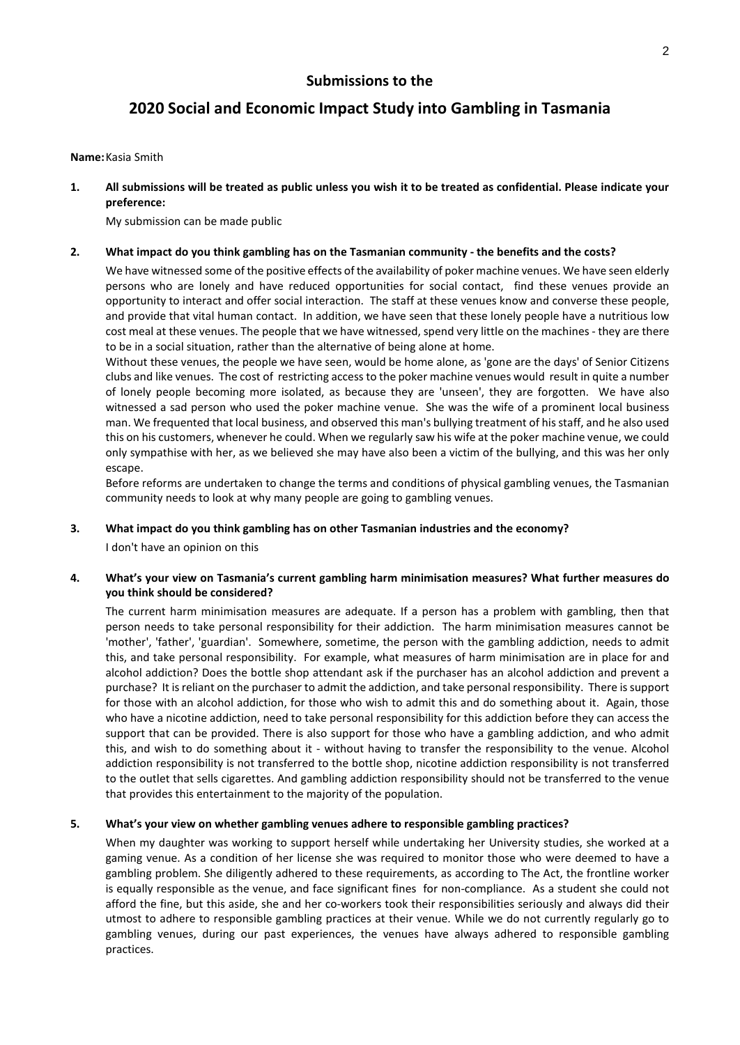## Submissions to the

## 2020 Social and Economic Impact Study into Gambling in Tasmania

**Name:** Kasia Smith

**1. All submissions will be treated as public unless you wish it to be treated as confidential. Please indicate your preference:**

My submission can be made public

**2. What impact do you think gambling has on the Tasmanian community - the benefits and the costs?**

We have witnessed some of the positive effects of the availability of poker machine venues. We have seen elderly persons who are lonely and have reduced opportunities for social contact, find these venues provide an opportunity to interact and offer social interaction. The staff at these venues know and converse these people, and provide that vital human contact. In addition, we have seen that these lonely people have a nutritious low cost meal at these venues. The people that we have witnessed, spend very little on the machines - they are there to be in a social situation, rather than the alternative of being alone at home.

Without these venues, the people we have seen, would be home alone, as 'gone are the days' of Senior Citizens clubs and like venues. The cost of restricting access to the poker machine venues would result in quite a number of lonely people becoming more isolated, as because they are 'unseen', they are forgotten. We have also witnessed a sad person who used the poker machine venue. She was the wife of a prominent local business man. We frequented that local business, and observed this man's bullying treatment of his staff, and he also used this on his customers, whenever he could. When we regularly saw his wife at the poker machine venue, we could only sympathise with her, as we believed she may have also been a victim of the bullying, and this was her only escape.

Before reforms are undertaken to change the terms and conditions of physical gambling venues, the Tasmanian community needs to look at why many people are going to gambling venues.

**3. What impact do you think gambling has on other Tasmanian industries and the economy?**

I don't have an opinion on this

**4. What's your view on Tasmania's current gambling harm minimisation measures? What further measures do you think should be considered?**

The current harm minimisation measures are adequate. If a person has a problem with gambling, then that person needs to take personal responsibility for their addiction. The harm minimisation measures cannot be 'mother', 'father', 'guardian'. Somewhere, sometime, the person with the gambling addiction, needs to admit this, and take personal responsibility. For example, what measures of harm minimisation are in place for and alcohol addiction? Does the bottle shop attendant ask if the purchaser has an alcohol addiction and prevent a purchase? It is reliant on the purchaser to admit the addiction, and take personal responsibility. There is support for those with an alcohol addiction, for those who wish to admit this and do something about it. Again, those who have a nicotine addiction, need to take personal responsibility for this addiction before they can access the support that can be provided. There is also support for those who have a gambling addiction, and who admit this, and wish to do something about it - without having to transfer the responsibility to the venue. Alcohol addiction responsibility is not transferred to the bottle shop, nicotine addiction responsibility is not transferred to the outlet that sells cigarettes. And gambling addiction responsibility should not be transferred to the venue that provides this entertainment to the majority of the population.

**5. What's your view on whether gambling venues adhere to responsible gambling practices?**

When my daughter was working to support herself while undertaking her University studies, she worked at a gaming venue. As a condition of her license she was required to monitor those who were deemed to have a gambling problem. She diligently adhered to these requirements, as according to The Act, the frontline worker is equally responsible as the venue, and face significant fines for non-compliance. As a student she could not afford the fine, but this aside, she and her co-workers took their responsibilities seriously and always did their utmost to adhere to responsible gambling practices at their venue. While we do not currently regularly go to gambling venues, during our past experiences, the venues have always adhered to responsible gambling practices.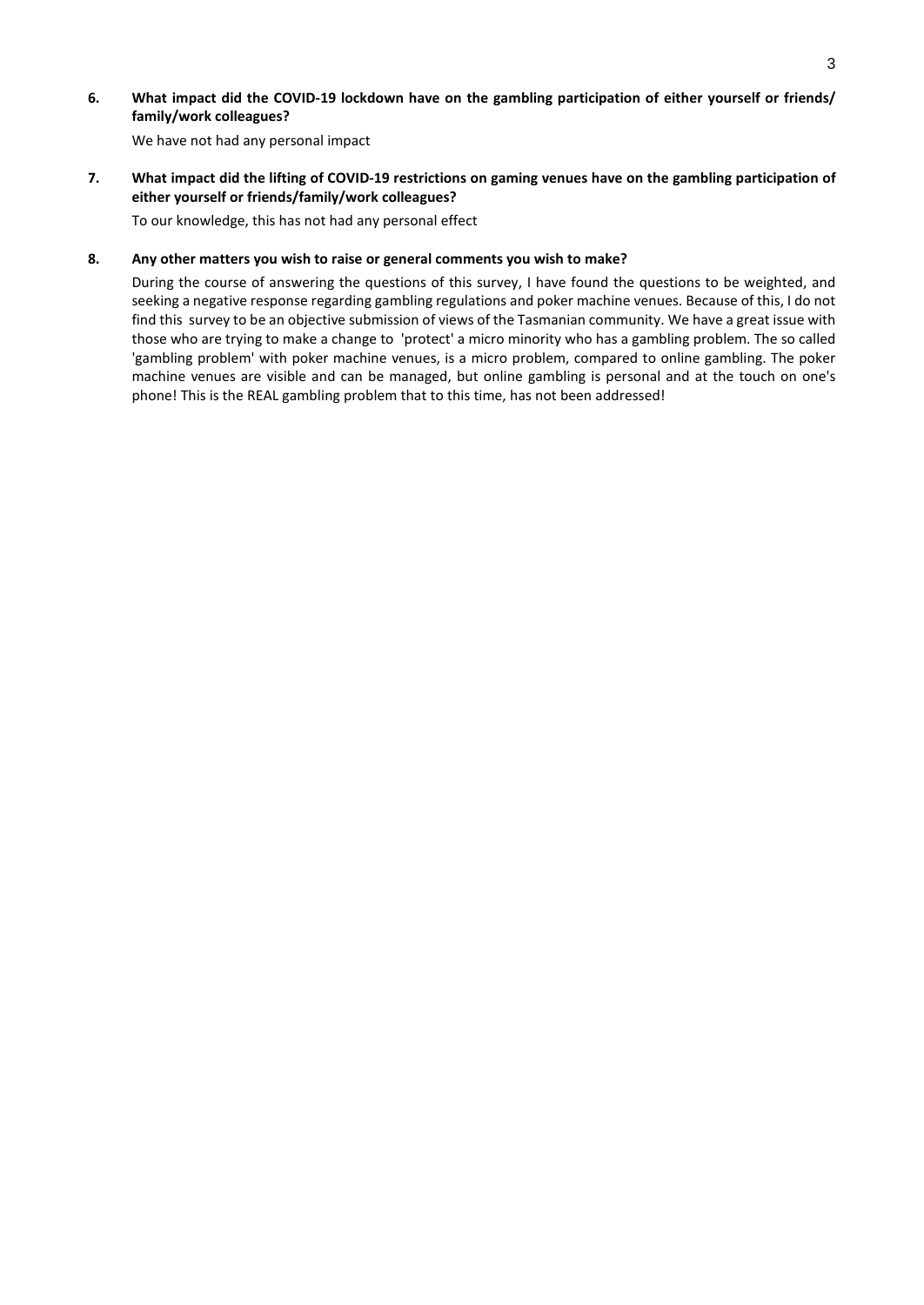**6. What impact did the COVID-19 lockdown have on the gambling participation of either yourself or friends/ family/work colleagues?**

We have not had any personal impact

**7. What impact did the lifting of COVID-19 restrictions on gaming venues have on the gambling participation of either yourself or friends/family/work colleagues?**

To our knowledge, this has not had any personal effect

**8. Any other matters you wish to raise or general comments you wish to make?**

During the course of answering the questions of this survey, I have found the questions to be weighted, and seeking a negative response regarding gambling regulations and poker machine venues. Because of this, I do not find this survey to be an objective submission of views of the Tasmanian community. We have a great issue with those who are trying to make a change to 'protect' a micro minority who has a gambling problem. The so called 'gambling problem' with poker machine venues, is a micro problem, compared to online gambling. The poker machine venues are visible and can be managed, but online gambling is personal and at the touch on one's phone! This is the REAL gambling problem that to this time, has not been addressed!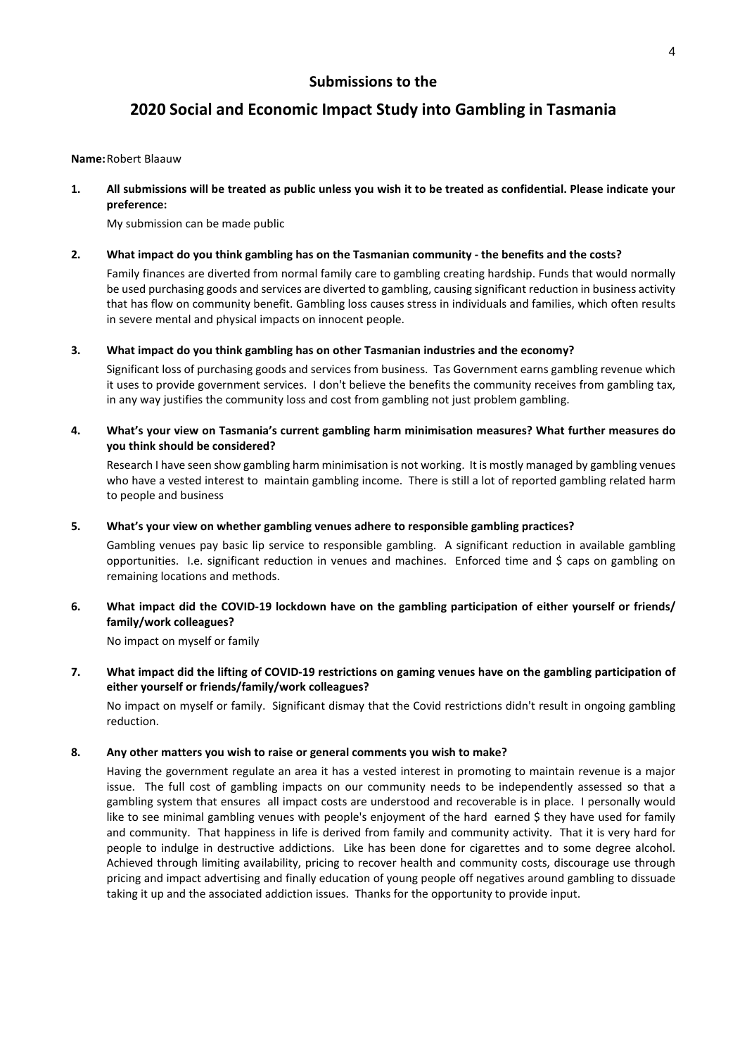## Submissions to the

# 2020 Social and Economic Impact Study into Gambling in Tasmania

**Name:** Robert Blaauw

**1. All submissions will be treated as public unless you wish it to be treated as confidential. Please indicate your preference:**

My submission can be made public

**2. What impact do you think gambling has on the Tasmanian community - the benefits and the costs?**

Family finances are diverted from normal family care to gambling creating hardship. Funds that would normally be used purchasing goods and services are diverted to gambling, causing significant reduction in business activity that has flow on community benefit. Gambling loss causes stress in individuals and families, which often results in severe mental and physical impacts on innocent people.

**3. What impact do you think gambling has on other Tasmanian industries and the economy?**

Significant loss of purchasing goods and services from business. Tas Government earns gambling revenue which it uses to provide government services. I don't believe the benefits the community receives from gambling tax, in any way justifies the community loss and cost from gambling not just problem gambling.

**4. What's your view on Tasmania's current gambling harm minimisation measures? What further measures do you think should be considered?**

Research I have seen show gambling harm minimisation is not working. It is mostly managed by gambling venues who have a vested interest to maintain gambling income. There is still a lot of reported gambling related harm to people and business

**5. What's your view on whether gambling venues adhere to responsible gambling practices?**

Gambling venues pay basic lip service to responsible gambling. A significant reduction in available gambling opportunities. I.e. significant reduction in venues and machines. Enforced time and $ caps on gambling on remaining locations and methods.

**6. What impact did the COVID-19 lockdown have on the gambling participation of either yourself or friends/ family/work colleagues?**

No impact on myself or family

**7. What impact did the lifting of COVID-19 restrictions on gaming venues have on the gambling participation of either yourself or friends/family/work colleagues?**

No impact on myself or family. Significant dismay that the Covid restrictions didn't result in ongoing gambling reduction.

**8. Any other matters you wish to raise or general comments you wish to make?**

Having the government regulate an area it has a vested interest in promoting to maintain revenue is a major issue. The full cost of gambling impacts on our community needs to be independently assessed so that a gambling system that ensures all impact costs are understood and recoverable is in place. I personally would like to see minimal gambling venues with people's enjoyment of the hard earned $ they have used for family and community. That happiness in life is derived from family and community activity. That it is very hard for people to indulge in destructive addictions. Like has been done for cigarettes and to some degree alcohol. Achieved through limiting availability, pricing to recover health and community costs, discourage use through pricing and impact advertising and finally education of young people off negatives around gambling to dissuade taking it up and the associated addiction issues. Thanks for the opportunity to provide input.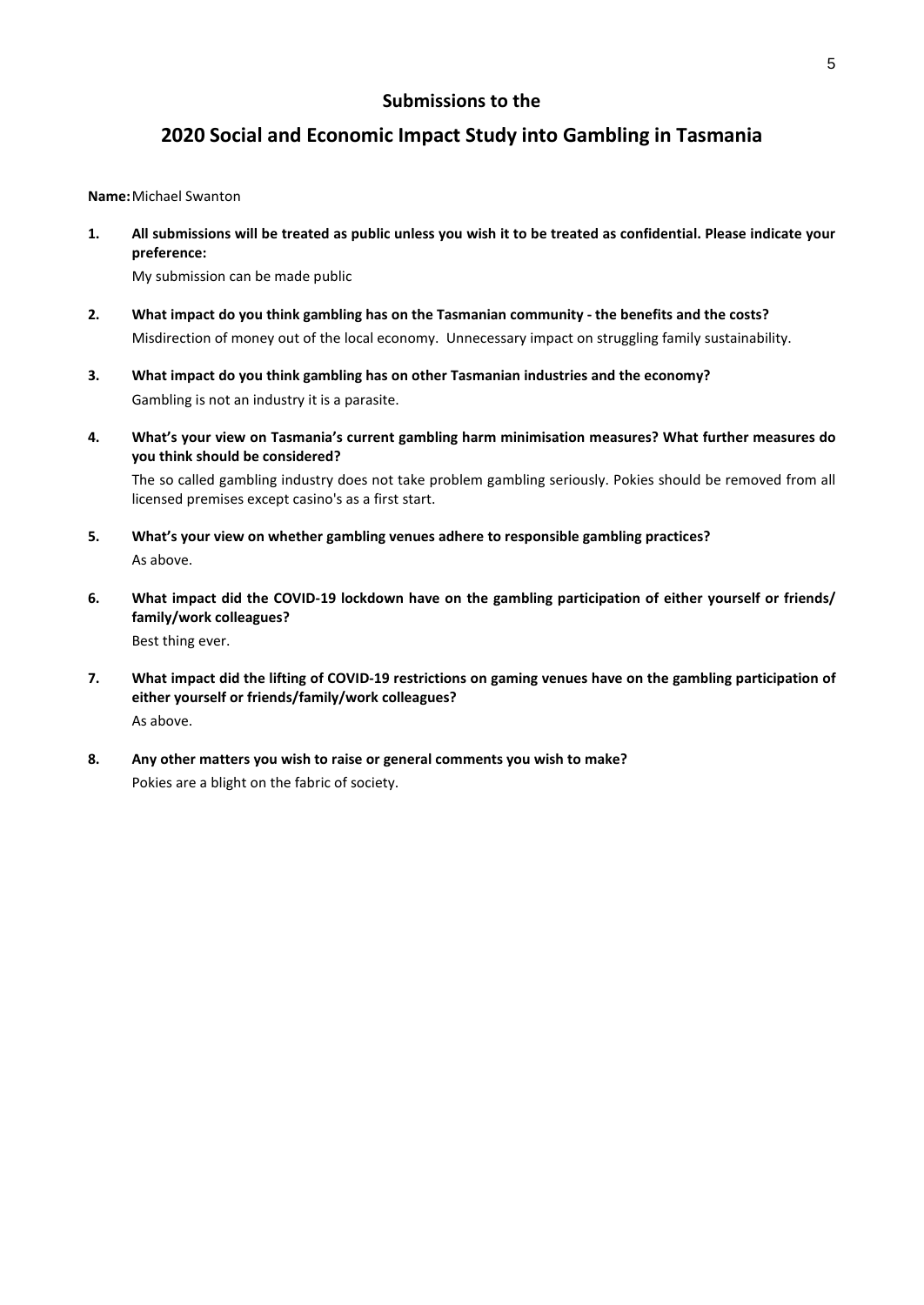## Submissions to the

# 2020 Social and Economic Impact Study into Gambling in Tasmania

**Name:** Michael Swanton

1. **All submissions will be treated as public unless you wish it to be treated as confidential. Please indicate your preference:**

   My submission can be made public

2. **What impact do you think gambling has on the Tasmanian community - the benefits and the costs?**

   Misdirection of money out of the local economy. Unnecessary impact on struggling family sustainability.

3. **What impact do you think gambling has on other Tasmanian industries and the economy?**

   Gambling is not an industry it is a parasite.

4. **What's your view on Tasmania's current gambling harm minimisation measures? What further measures do you think should be considered?**

   The so called gambling industry does not take problem gambling seriously. Pokies should be removed from all licensed premises except casino's as a first start.

5. **What's your view on whether gambling venues adhere to responsible gambling practices?**

   As above.

6. **What impact did the COVID-19 lockdown have on the gambling participation of either yourself or friends/ family/work colleagues?**

   Best thing ever.

7. **What impact did the lifting of COVID-19 restrictions on gaming venues have on the gambling participation of either yourself or friends/family/work colleagues?**

   As above.

8. **Any other matters you wish to raise or general comments you wish to make?**

   Pokies are a blight on the fabric of society.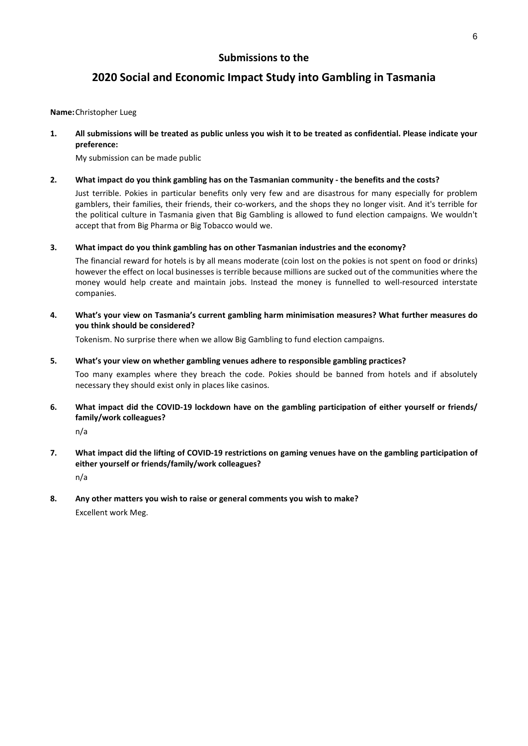## Submissions to the

# 2020 Social and Economic Impact Study into Gambling in Tasmania

**Name:** Christopher Lueg

**1. All submissions will be treated as public unless you wish it to be treated as confidential. Please indicate your preference:**

My submission can be made public

**2. What impact do you think gambling has on the Tasmanian community - the benefits and the costs?**

Just terrible. Pokies in particular benefits only very few and are disastrous for many especially for problem gamblers, their families, their friends, their co-workers, and the shops they no longer visit. And it's terrible for the political culture in Tasmania given that Big Gambling is allowed to fund election campaigns. We wouldn't accept that from Big Pharma or Big Tobacco would we.

**3. What impact do you think gambling has on other Tasmanian industries and the economy?**

The financial reward for hotels is by all means moderate (coin lost on the pokies is not spent on food or drinks) however the effect on local businesses is terrible because millions are sucked out of the communities where the money would help create and maintain jobs. Instead the money is funnelled to well-resourced interstate companies.

**4. What's your view on Tasmania's current gambling harm minimisation measures? What further measures do you think should be considered?**

Tokenism. No surprise there when we allow Big Gambling to fund election campaigns.

**5. What's your view on whether gambling venues adhere to responsible gambling practices?**

Too many examples where they breach the code. Pokies should be banned from hotels and if absolutely necessary they should exist only in places like casinos.

**6. What impact did the COVID-19 lockdown have on the gambling participation of either yourself or friends/ family/work colleagues?**

n/a

**7. What impact did the lifting of COVID-19 restrictions on gaming venues have on the gambling participation of either yourself or friends/family/work colleagues?**

n/a

**8. Any other matters you wish to raise or general comments you wish to make?**

Excellent work Meg.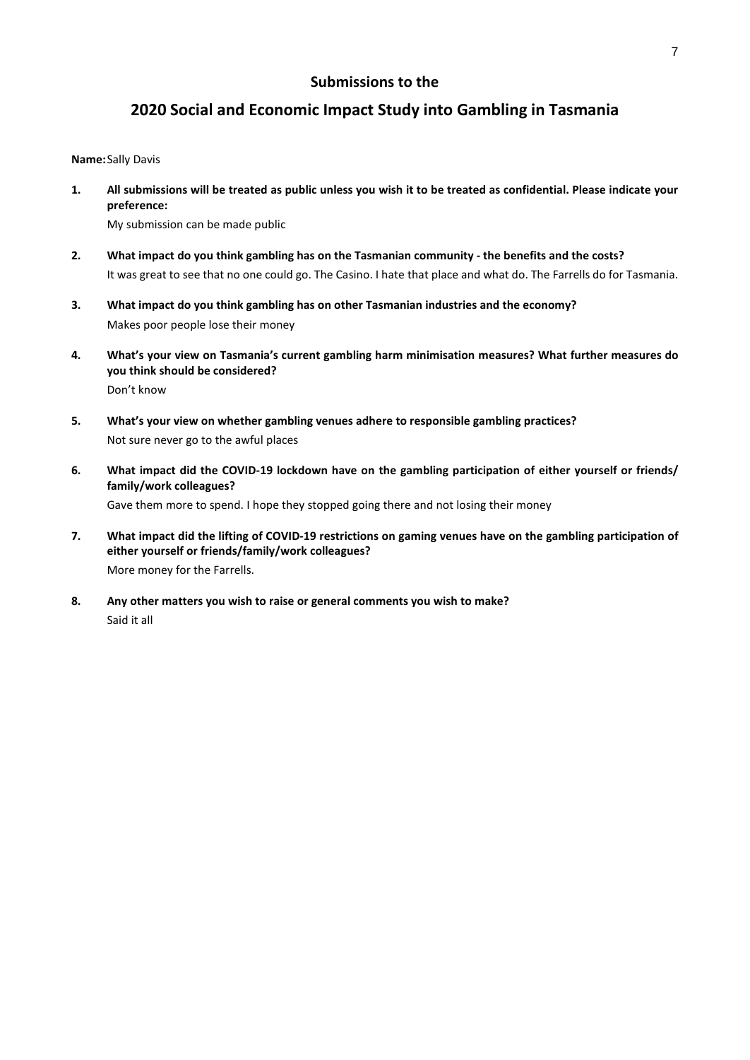## Submissions to the

# 2020 Social and Economic Impact Study into Gambling in Tasmania

**Name:** Sally Davis

1. **All submissions will be treated as public unless you wish it to be treated as confidential. Please indicate your preference:**

   My submission can be made public

2. **What impact do you think gambling has on the Tasmanian community - the benefits and the costs?**

   It was great to see that no one could go. The Casino. I hate that place and what do. The Farrells do for Tasmania.

3. **What impact do you think gambling has on other Tasmanian industries and the economy?**

   Makes poor people lose their money

4. **What's your view on Tasmania's current gambling harm minimisation measures? What further measures do you think should be considered?**

   Don't know

5. **What's your view on whether gambling venues adhere to responsible gambling practices?**

   Not sure never go to the awful places

6. **What impact did the COVID-19 lockdown have on the gambling participation of either yourself or friends/ family/work colleagues?**

   Gave them more to spend. I hope they stopped going there and not losing their money

7. **What impact did the lifting of COVID-19 restrictions on gaming venues have on the gambling participation of either yourself or friends/family/work colleagues?**

   More money for the Farrells.

8. **Any other matters you wish to raise or general comments you wish to make?**

   Said it all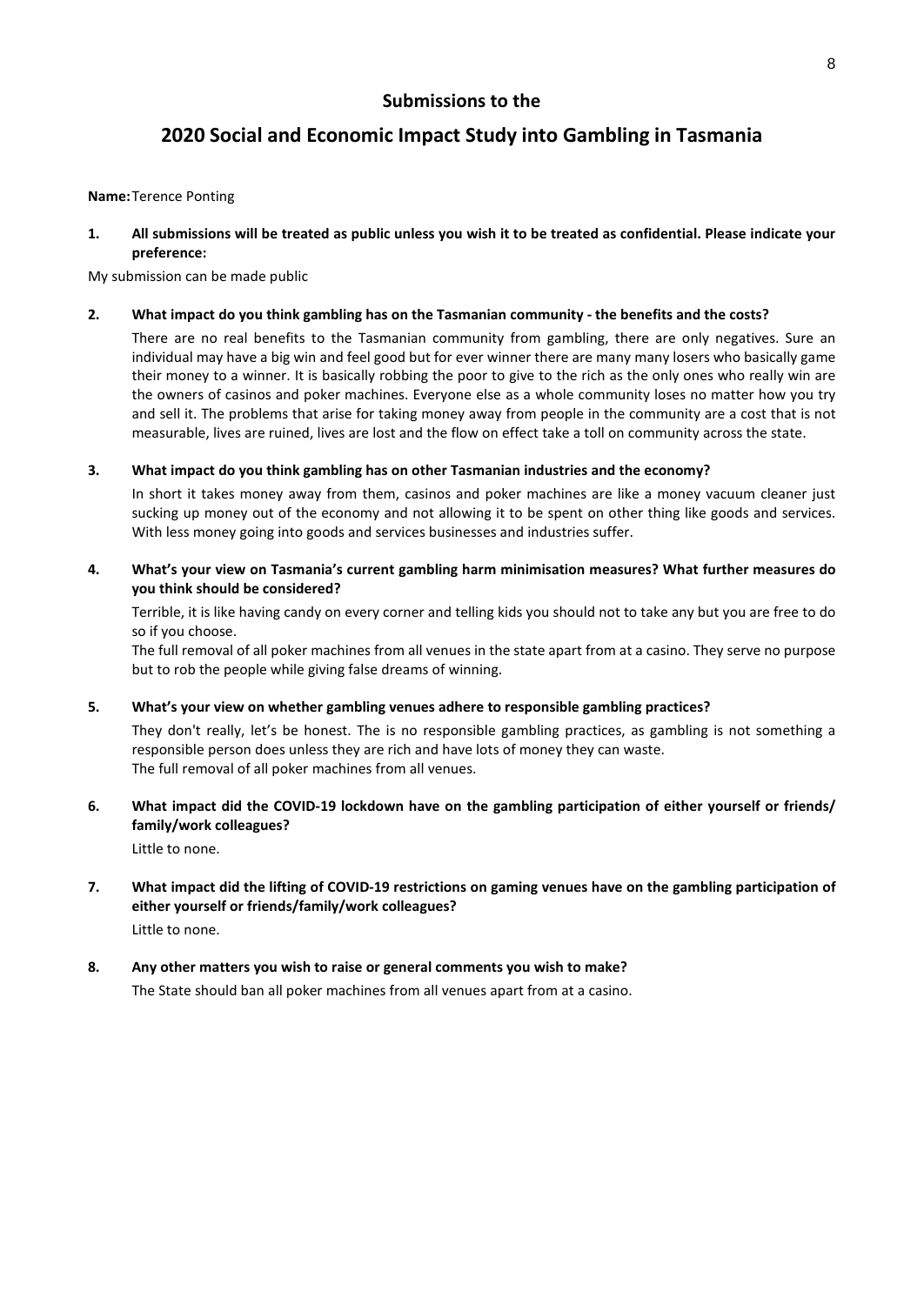## Submissions to the

# 2020 Social and Economic Impact Study into Gambling in Tasmania

**Name:** Terence Ponting

**1. All submissions will be treated as public unless you wish it to be treated as confidential. Please indicate your preference:**

My submission can be made public

**2. What impact do you think gambling has on the Tasmanian community - the benefits and the costs?**

There are no real benefits to the Tasmanian community from gambling, there are only negatives. Sure an individual may have a big win and feel good but for ever winner there are many many losers who basically game their money to a winner. It is basically robbing the poor to give to the rich as the only ones who really win are the owners of casinos and poker machines. Everyone else as a whole community loses no matter how you try and sell it. The problems that arise for taking money away from people in the community are a cost that is not measurable, lives are ruined, lives are lost and the flow on effect take a toll on community across the state.

**3. What impact do you think gambling has on other Tasmanian industries and the economy?**

In short it takes money away from them, casinos and poker machines are like a money vacuum cleaner just sucking up money out of the economy and not allowing it to be spent on other thing like goods and services. With less money going into goods and services businesses and industries suffer.

**4. What's your view on Tasmania's current gambling harm minimisation measures? What further measures do you think should be considered?**

Terrible, it is like having candy on every corner and telling kids you should not to take any but you are free to do so if you choose.

The full removal of all poker machines from all venues in the state apart from at a casino. They serve no purpose but to rob the people while giving false dreams of winning.

**5. What's your view on whether gambling venues adhere to responsible gambling practices?**

They don't really, let's be honest. The is no responsible gambling practices, as gambling is not something a responsible person does unless they are rich and have lots of money they can waste.

The full removal of all poker machines from all venues.

**6. What impact did the COVID-19 lockdown have on the gambling participation of either yourself or friends/ family/work colleagues?**

Little to none.

**7. What impact did the lifting of COVID-19 restrictions on gaming venues have on the gambling participation of either yourself or friends/family/work colleagues?**

Little to none.

**8. Any other matters you wish to raise or general comments you wish to make?**

The State should ban all poker machines from all venues apart from at a casino.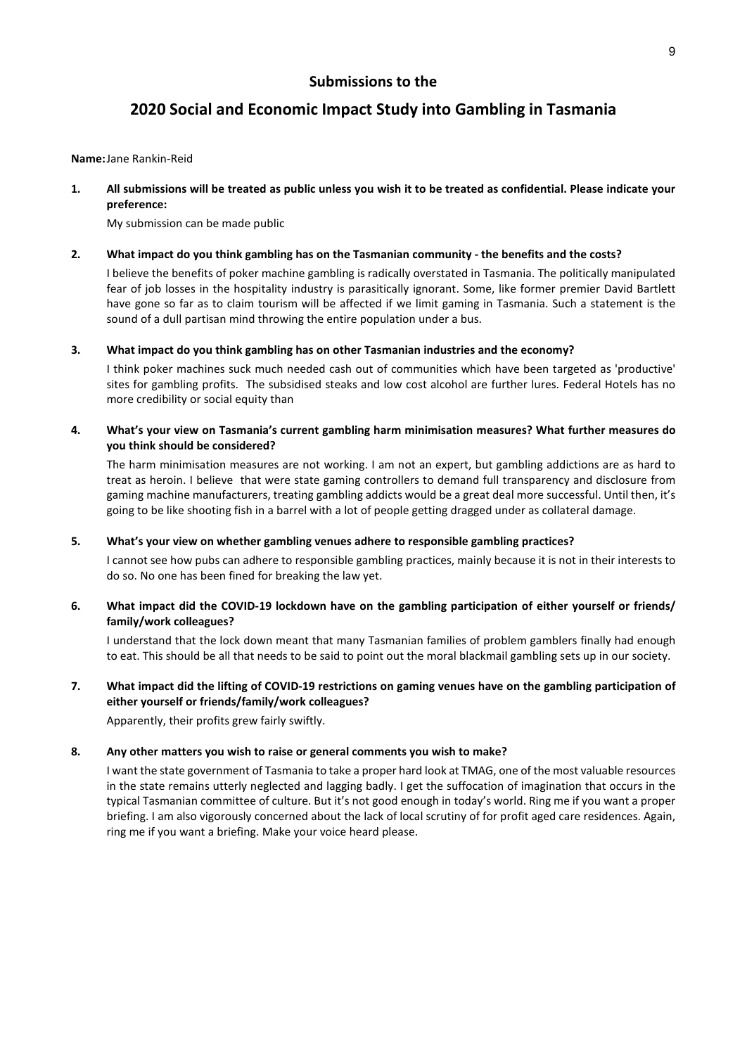## Submissions to the

# 2020 Social and Economic Impact Study into Gambling in Tasmania

**Name:** Jane Rankin-Reid

**1. All submissions will be treated as public unless you wish it to be treated as confidential. Please indicate your preference:**

My submission can be made public

**2. What impact do you think gambling has on the Tasmanian community - the benefits and the costs?**

I believe the benefits of poker machine gambling is radically overstated in Tasmania. The politically manipulated fear of job losses in the hospitality industry is parasitically ignorant. Some, like former premier David Bartlett have gone so far as to claim tourism will be affected if we limit gaming in Tasmania. Such a statement is the sound of a dull partisan mind throwing the entire population under a bus.

**3. What impact do you think gambling has on other Tasmanian industries and the economy?**

I think poker machines suck much needed cash out of communities which have been targeted as 'productive' sites for gambling profits. The subsidised steaks and low cost alcohol are further lures. Federal Hotels has no more credibility or social equity than

**4. What's your view on Tasmania's current gambling harm minimisation measures? What further measures do you think should be considered?**

The harm minimisation measures are not working. I am not an expert, but gambling addictions are as hard to treat as heroin. I believe that were state gaming controllers to demand full transparency and disclosure from gaming machine manufacturers, treating gambling addicts would be a great deal more successful. Until then, it's going to be like shooting fish in a barrel with a lot of people getting dragged under as collateral damage.

**5. What's your view on whether gambling venues adhere to responsible gambling practices?**

I cannot see how pubs can adhere to responsible gambling practices, mainly because it is not in their interests to do so. No one has been fined for breaking the law yet.

**6. What impact did the COVID-19 lockdown have on the gambling participation of either yourself or friends/ family/work colleagues?**

I understand that the lock down meant that many Tasmanian families of problem gamblers finally had enough to eat. This should be all that needs to be said to point out the moral blackmail gambling sets up in our society.

**7. What impact did the lifting of COVID-19 restrictions on gaming venues have on the gambling participation of either yourself or friends/family/work colleagues?**

Apparently, their profits grew fairly swiftly.

**8. Any other matters you wish to raise or general comments you wish to make?**

I want the state government of Tasmania to take a proper hard look at TMAG, one of the most valuable resources in the state remains utterly neglected and lagging badly. I get the suffocation of imagination that occurs in the typical Tasmanian committee of culture. But it's not good enough in today's world. Ring me if you want a proper briefing. I am also vigorously concerned about the lack of local scrutiny of for profit aged care residences. Again, ring me if you want a briefing. Make your voice heard please.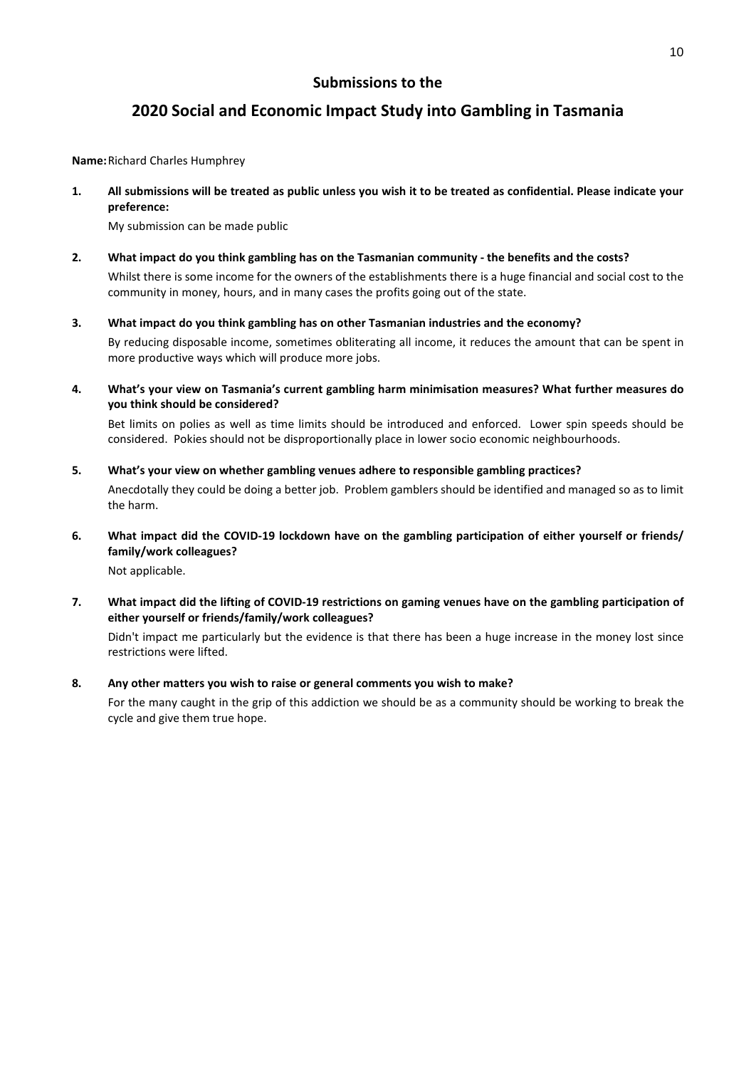## Submissions to the

# 2020 Social and Economic Impact Study into Gambling in Tasmania

**Name:** Richard Charles Humphrey

1. **All submissions will be treated as public unless you wish it to be treated as confidential. Please indicate your preference:**

   My submission can be made public

2. **What impact do you think gambling has on the Tasmanian community - the benefits and the costs?**

   Whilst there is some income for the owners of the establishments there is a huge financial and social cost to the community in money, hours, and in many cases the profits going out of the state.

3. **What impact do you think gambling has on other Tasmanian industries and the economy?**

   By reducing disposable income, sometimes obliterating all income, it reduces the amount that can be spent in more productive ways which will produce more jobs.

4. **What's your view on Tasmania's current gambling harm minimisation measures? What further measures do you think should be considered?**

   Bet limits on polies as well as time limits should be introduced and enforced. Lower spin speeds should be considered. Pokies should not be disproportionally place in lower socio economic neighbourhoods.

5. **What's your view on whether gambling venues adhere to responsible gambling practices?**

   Anecdotally they could be doing a better job. Problem gamblers should be identified and managed so as to limit the harm.

6. **What impact did the COVID-19 lockdown have on the gambling participation of either yourself or friends/ family/work colleagues?**

   Not applicable.

7. **What impact did the lifting of COVID-19 restrictions on gaming venues have on the gambling participation of either yourself or friends/family/work colleagues?**

   Didn't impact me particularly but the evidence is that there has been a huge increase in the money lost since restrictions were lifted.

8. **Any other matters you wish to raise or general comments you wish to make?**

   For the many caught in the grip of this addiction we should be as a community should be working to break the cycle and give them true hope.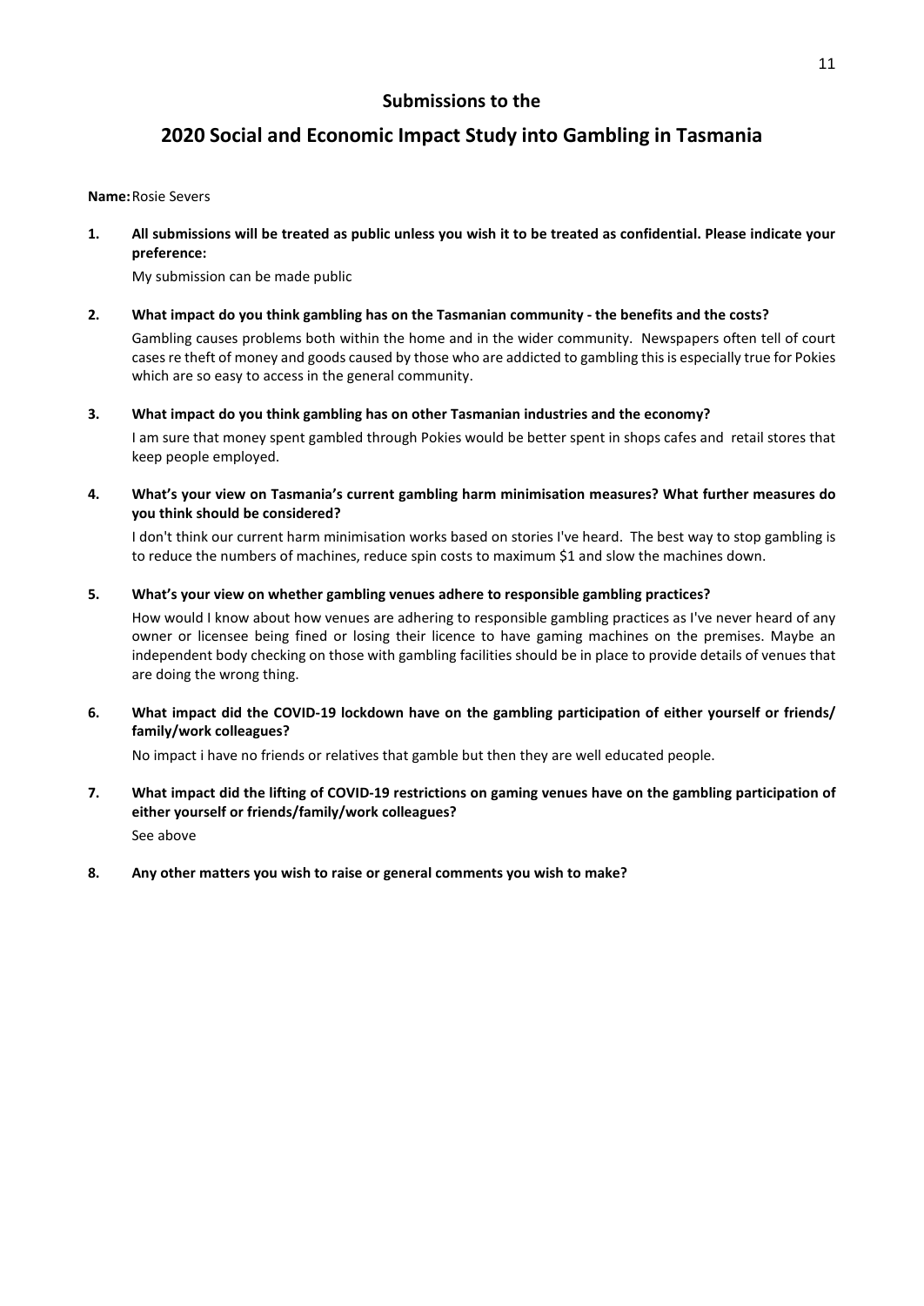## Submissions to the

# 2020 Social and Economic Impact Study into Gambling in Tasmania

**Name:** Rosie Severs

**1. All submissions will be treated as public unless you wish it to be treated as confidential. Please indicate your preference:**

My submission can be made public

**2. What impact do you think gambling has on the Tasmanian community - the benefits and the costs?**

Gambling causes problems both within the home and in the wider community. Newspapers often tell of court cases re theft of money and goods caused by those who are addicted to gambling this is especially true for Pokies which are so easy to access in the general community.

**3. What impact do you think gambling has on other Tasmanian industries and the economy?**

I am sure that money spent gambled through Pokies would be better spent in shops cafes and retail stores that keep people employed.

**4. What's your view on Tasmania's current gambling harm minimisation measures? What further measures do you think should be considered?**

I don't think our current harm minimisation works based on stories I've heard. The best way to stop gambling is to reduce the numbers of machines, reduce spin costs to maximum $1 and slow the machines down.

**5. What's your view on whether gambling venues adhere to responsible gambling practices?**

How would I know about how venues are adhering to responsible gambling practices as I've never heard of any owner or licensee being fined or losing their licence to have gaming machines on the premises. Maybe an independent body checking on those with gambling facilities should be in place to provide details of venues that are doing the wrong thing.

**6. What impact did the COVID-19 lockdown have on the gambling participation of either yourself or friends/ family/work colleagues?**

No impact i have no friends or relatives that gamble but then they are well educated people.

**7. What impact did the lifting of COVID-19 restrictions on gaming venues have on the gambling participation of either yourself or friends/family/work colleagues?**

See above

**8. Any other matters you wish to raise or general comments you wish to make?**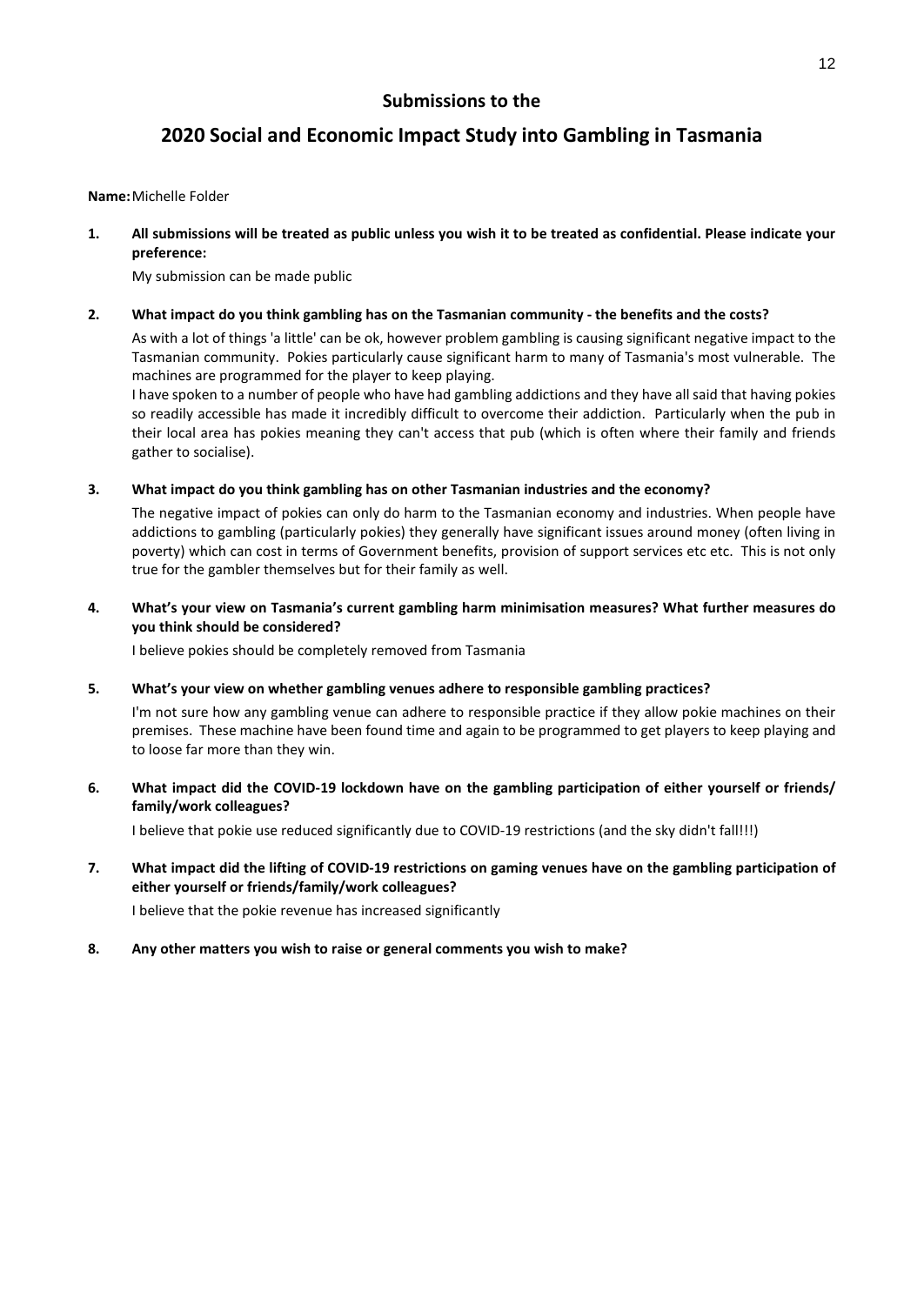## Submissions to the

## 2020 Social and Economic Impact Study into Gambling in Tasmania

**Name:** Michelle Folder

**1. All submissions will be treated as public unless you wish it to be treated as confidential. Please indicate your preference:**

My submission can be made public

**2. What impact do you think gambling has on the Tasmanian community - the benefits and the costs?**

As with a lot of things 'a little' can be ok, however problem gambling is causing significant negative impact to the Tasmanian community. Pokies particularly cause significant harm to many of Tasmania's most vulnerable. The machines are programmed for the player to keep playing.

I have spoken to a number of people who have had gambling addictions and they have all said that having pokies so readily accessible has made it incredibly difficult to overcome their addiction. Particularly when the pub in their local area has pokies meaning they can't access that pub (which is often where their family and friends gather to socialise).

**3. What impact do you think gambling has on other Tasmanian industries and the economy?**

The negative impact of pokies can only do harm to the Tasmanian economy and industries. When people have addictions to gambling (particularly pokies) they generally have significant issues around money (often living in poverty) which can cost in terms of Government benefits, provision of support services etc etc. This is not only true for the gambler themselves but for their family as well.

**4. What's your view on Tasmania's current gambling harm minimisation measures? What further measures do you think should be considered?**

I believe pokies should be completely removed from Tasmania

**5. What's your view on whether gambling venues adhere to responsible gambling practices?**

I'm not sure how any gambling venue can adhere to responsible practice if they allow pokie machines on their premises. These machine have been found time and again to be programmed to get players to keep playing and to loose far more than they win.

**6. What impact did the COVID-19 lockdown have on the gambling participation of either yourself or friends/ family/work colleagues?**

I believe that pokie use reduced significantly due to COVID-19 restrictions (and the sky didn't fall!!!)

**7. What impact did the lifting of COVID-19 restrictions on gaming venues have on the gambling participation of either yourself or friends/family/work colleagues?**

I believe that the pokie revenue has increased significantly

**8. Any other matters you wish to raise or general comments you wish to make?**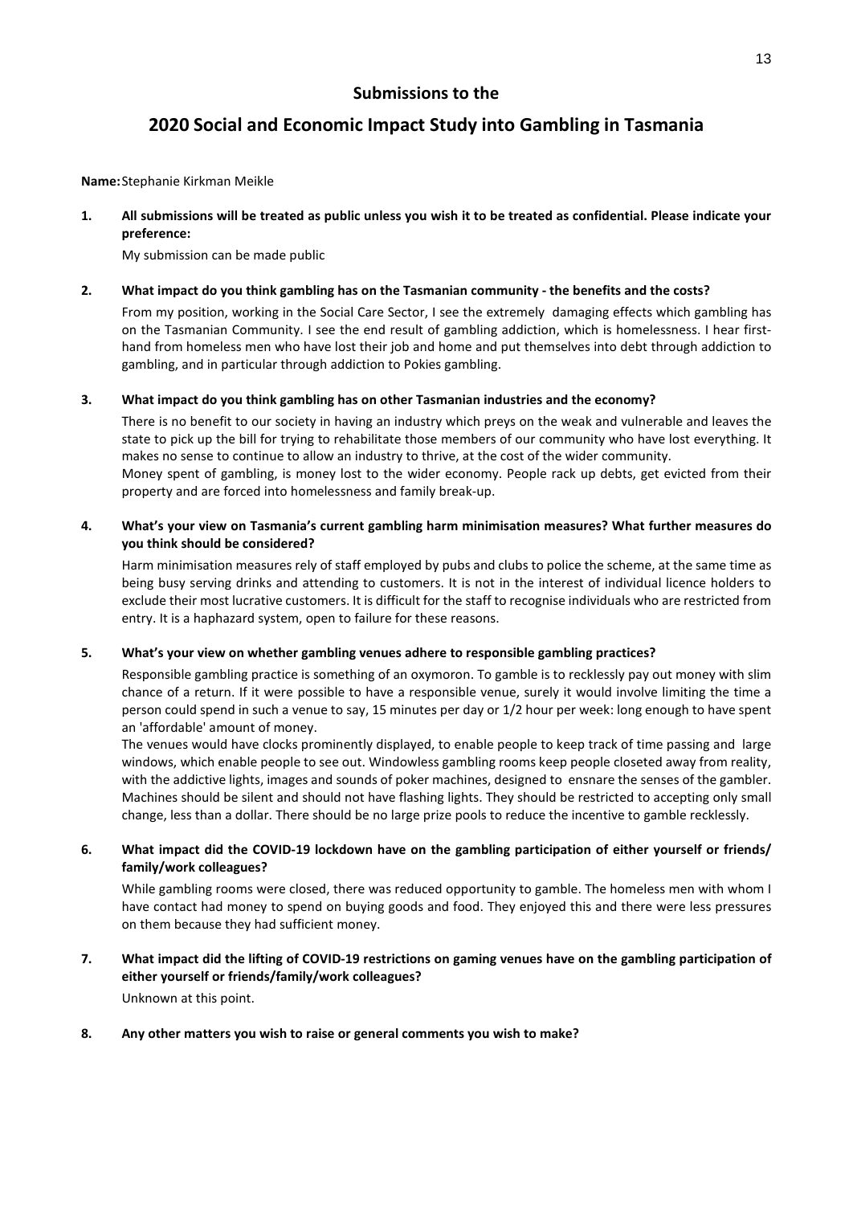## Submissions to the

# 2020 Social and Economic Impact Study into Gambling in Tasmania

**Name:** Stephanie Kirkman Meikle

**1. All submissions will be treated as public unless you wish it to be treated as confidential. Please indicate your preference:**

My submission can be made public

**2. What impact do you think gambling has on the Tasmanian community - the benefits and the costs?**

From my position, working in the Social Care Sector, I see the extremely damaging effects which gambling has on the Tasmanian Community. I see the end result of gambling addiction, which is homelessness. I hear first-hand from homeless men who have lost their job and home and put themselves into debt through addiction to gambling, and in particular through addiction to Pokies gambling.

**3. What impact do you think gambling has on other Tasmanian industries and the economy?**

There is no benefit to our society in having an industry which preys on the weak and vulnerable and leaves the state to pick up the bill for trying to rehabilitate those members of our community who have lost everything. It makes no sense to continue to allow an industry to thrive, at the cost of the wider community.
Money spent of gambling, is money lost to the wider economy. People rack up debts, get evicted from their property and are forced into homelessness and family break-up.

**4. What's your view on Tasmania's current gambling harm minimisation measures? What further measures do you think should be considered?**

Harm minimisation measures rely of staff employed by pubs and clubs to police the scheme, at the same time as being busy serving drinks and attending to customers. It is not in the interest of individual licence holders to exclude their most lucrative customers. It is difficult for the staff to recognise individuals who are restricted from entry. It is a haphazard system, open to failure for these reasons.

**5. What's your view on whether gambling venues adhere to responsible gambling practices?**

Responsible gambling practice is something of an oxymoron. To gamble is to recklessly pay out money with slim chance of a return. If it were possible to have a responsible venue, surely it would involve limiting the time a person could spend in such a venue to say, 15 minutes per day or 1/2 hour per week: long enough to have spent an 'affordable' amount of money.
The venues would have clocks prominently displayed, to enable people to keep track of time passing and large windows, which enable people to see out. Windowless gambling rooms keep people closeted away from reality, with the addictive lights, images and sounds of poker machines, designed to ensnare the senses of the gambler. Machines should be silent and should not have flashing lights. They should be restricted to accepting only small change, less than a dollar. There should be no large prize pools to reduce the incentive to gamble recklessly.

**6. What impact did the COVID-19 lockdown have on the gambling participation of either yourself or friends/ family/work colleagues?**

While gambling rooms were closed, there was reduced opportunity to gamble. The homeless men with whom I have contact had money to spend on buying goods and food. They enjoyed this and there were less pressures on them because they had sufficient money.

**7. What impact did the lifting of COVID-19 restrictions on gaming venues have on the gambling participation of either yourself or friends/family/work colleagues?**

Unknown at this point.

**8. Any other matters you wish to raise or general comments you wish to make?**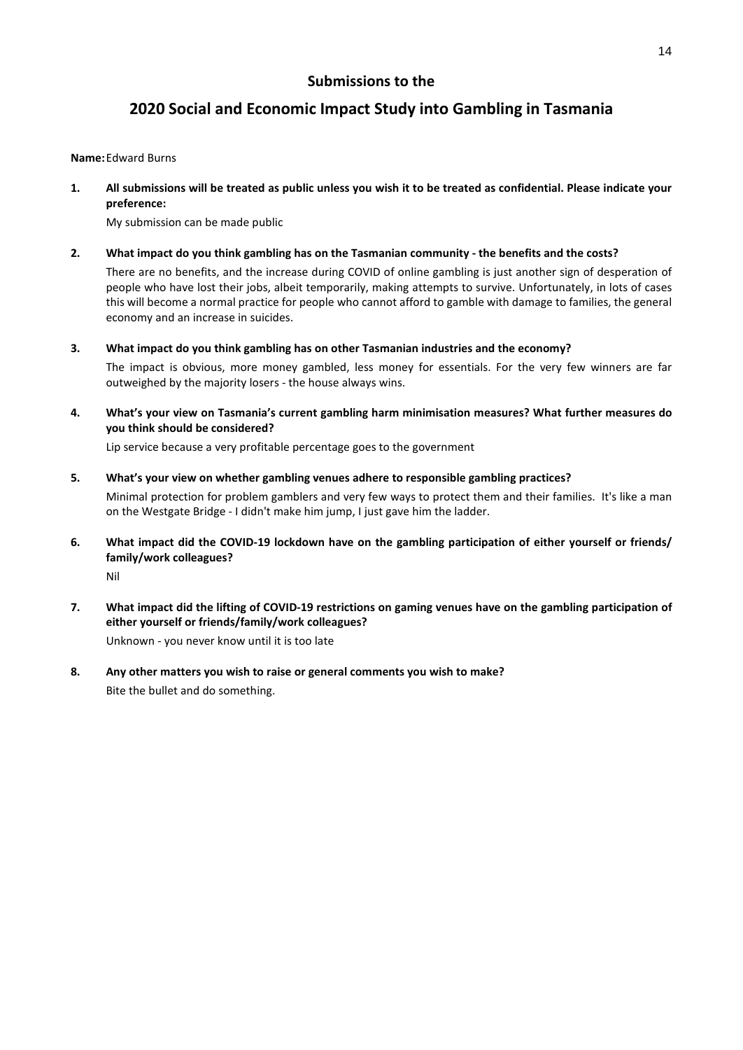## Submissions to the

# 2020 Social and Economic Impact Study into Gambling in Tasmania

**Name:** Edward Burns

1. **All submissions will be treated as public unless you wish it to be treated as confidential. Please indicate your preference:**

   My submission can be made public

2. **What impact do you think gambling has on the Tasmanian community - the benefits and the costs?**

   There are no benefits, and the increase during COVID of online gambling is just another sign of desperation of people who have lost their jobs, albeit temporarily, making attempts to survive. Unfortunately, in lots of cases this will become a normal practice for people who cannot afford to gamble with damage to families, the general economy and an increase in suicides.

3. **What impact do you think gambling has on other Tasmanian industries and the economy?**

   The impact is obvious, more money gambled, less money for essentials. For the very few winners are far outweighed by the majority losers - the house always wins.

4. **What's your view on Tasmania's current gambling harm minimisation measures? What further measures do you think should be considered?**

   Lip service because a very profitable percentage goes to the government

5. **What's your view on whether gambling venues adhere to responsible gambling practices?**

   Minimal protection for problem gamblers and very few ways to protect them and their families. It's like a man on the Westgate Bridge - I didn't make him jump, I just gave him the ladder.

6. **What impact did the COVID-19 lockdown have on the gambling participation of either yourself or friends/ family/work colleagues?**

   Nil

7. **What impact did the lifting of COVID-19 restrictions on gaming venues have on the gambling participation of either yourself or friends/family/work colleagues?**

   Unknown - you never know until it is too late

8. **Any other matters you wish to raise or general comments you wish to make?**

   Bite the bullet and do something.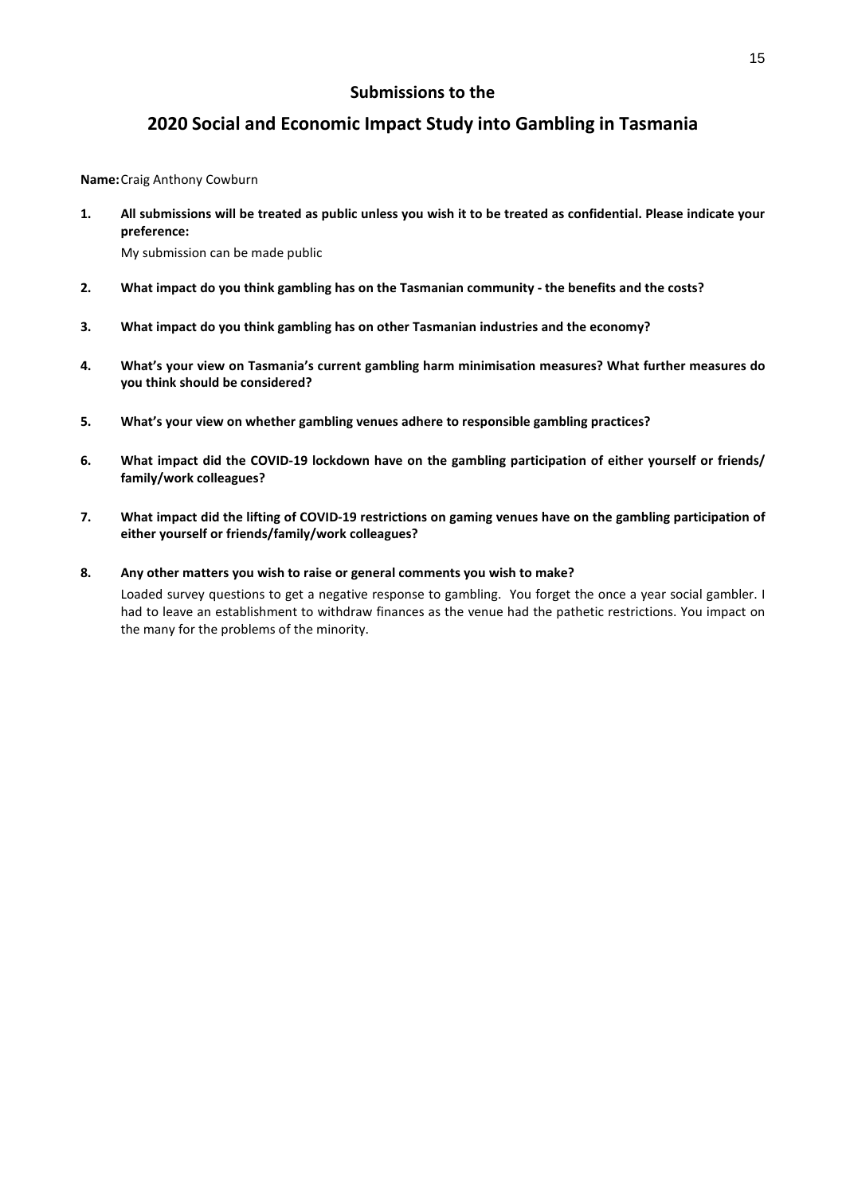## Submissions to the

# 2020 Social and Economic Impact Study into Gambling in Tasmania

**Name:** Craig Anthony Cowburn

1. **All submissions will be treated as public unless you wish it to be treated as confidential. Please indicate your preference:**

   My submission can be made public

2. **What impact do you think gambling has on the Tasmanian community - the benefits and the costs?**

3. **What impact do you think gambling has on other Tasmanian industries and the economy?**

4. **What's your view on Tasmania's current gambling harm minimisation measures? What further measures do you think should be considered?**

5. **What's your view on whether gambling venues adhere to responsible gambling practices?**

6. **What impact did the COVID-19 lockdown have on the gambling participation of either yourself or friends/ family/work colleagues?**

7. **What impact did the lifting of COVID-19 restrictions on gaming venues have on the gambling participation of either yourself or friends/family/work colleagues?**

8. **Any other matters you wish to raise or general comments you wish to make?**

   Loaded survey questions to get a negative response to gambling. You forget the once a year social gambler. I had to leave an establishment to withdraw finances as the venue had the pathetic restrictions. You impact on the many for the problems of the minority.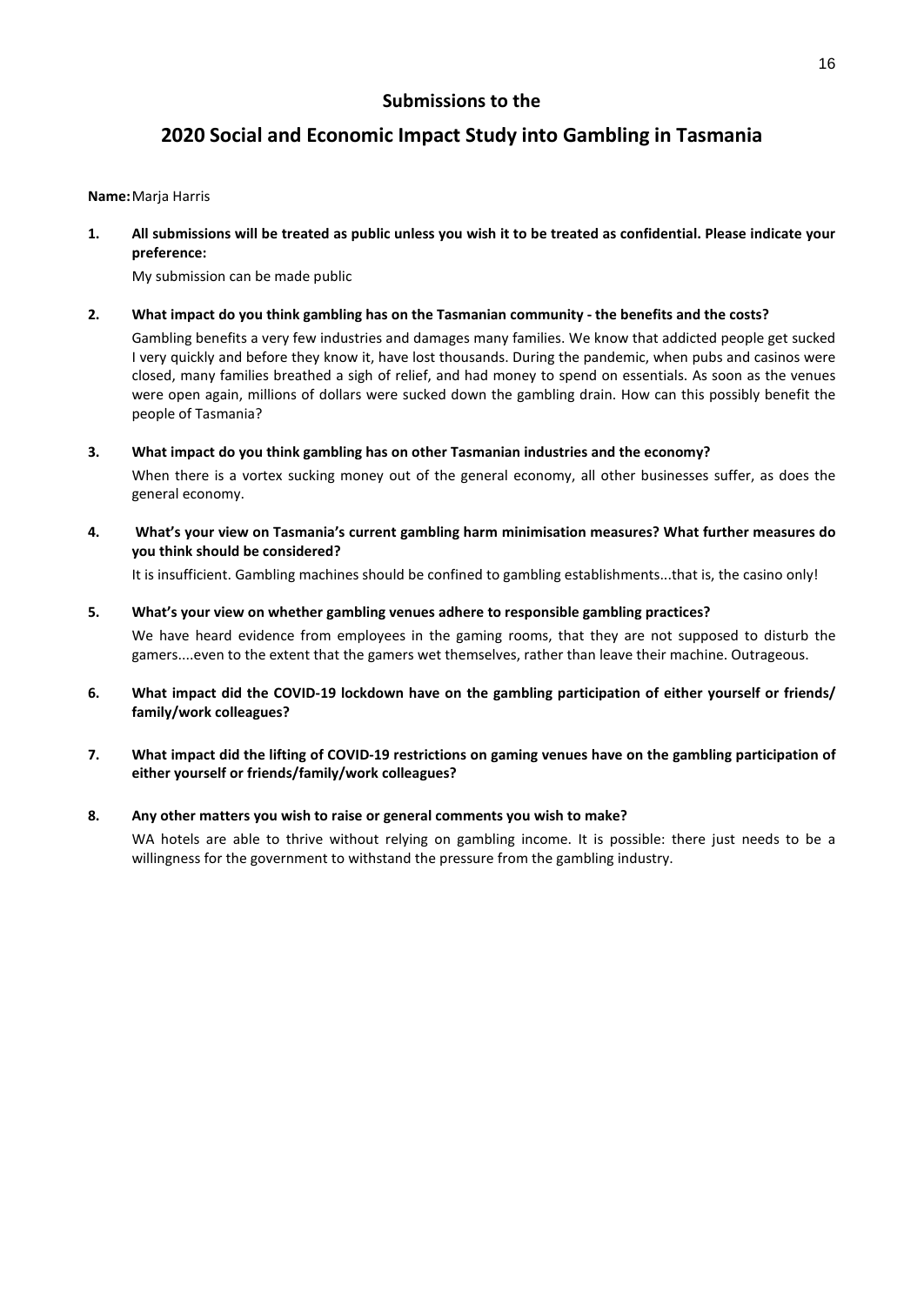## Submissions to the

# 2020 Social and Economic Impact Study into Gambling in Tasmania

**Name:** Marja Harris

1. **All submissions will be treated as public unless you wish it to be treated as confidential. Please indicate your preference:**

   My submission can be made public

2. **What impact do you think gambling has on the Tasmanian community - the benefits and the costs?**

   Gambling benefits a very few industries and damages many families. We know that addicted people get sucked I very quickly and before they know it, have lost thousands. During the pandemic, when pubs and casinos were closed, many families breathed a sigh of relief, and had money to spend on essentials. As soon as the venues were open again, millions of dollars were sucked down the gambling drain. How can this possibly benefit the people of Tasmania?

3. **What impact do you think gambling has on other Tasmanian industries and the economy?**

   When there is a vortex sucking money out of the general economy, all other businesses suffer, as does the general economy.

4. **What's your view on Tasmania's current gambling harm minimisation measures? What further measures do you think should be considered?**

   It is insufficient. Gambling machines should be confined to gambling establishments...that is, the casino only!

5. **What's your view on whether gambling venues adhere to responsible gambling practices?**

   We have heard evidence from employees in the gaming rooms, that they are not supposed to disturb the gamers....even to the extent that the gamers wet themselves, rather than leave their machine. Outrageous.

6. **What impact did the COVID-19 lockdown have on the gambling participation of either yourself or friends/ family/work colleagues?**

7. **What impact did the lifting of COVID-19 restrictions on gaming venues have on the gambling participation of either yourself or friends/family/work colleagues?**

8. **Any other matters you wish to raise or general comments you wish to make?**

   WA hotels are able to thrive without relying on gambling income. It is possible: there just needs to be a willingness for the government to withstand the pressure from the gambling industry.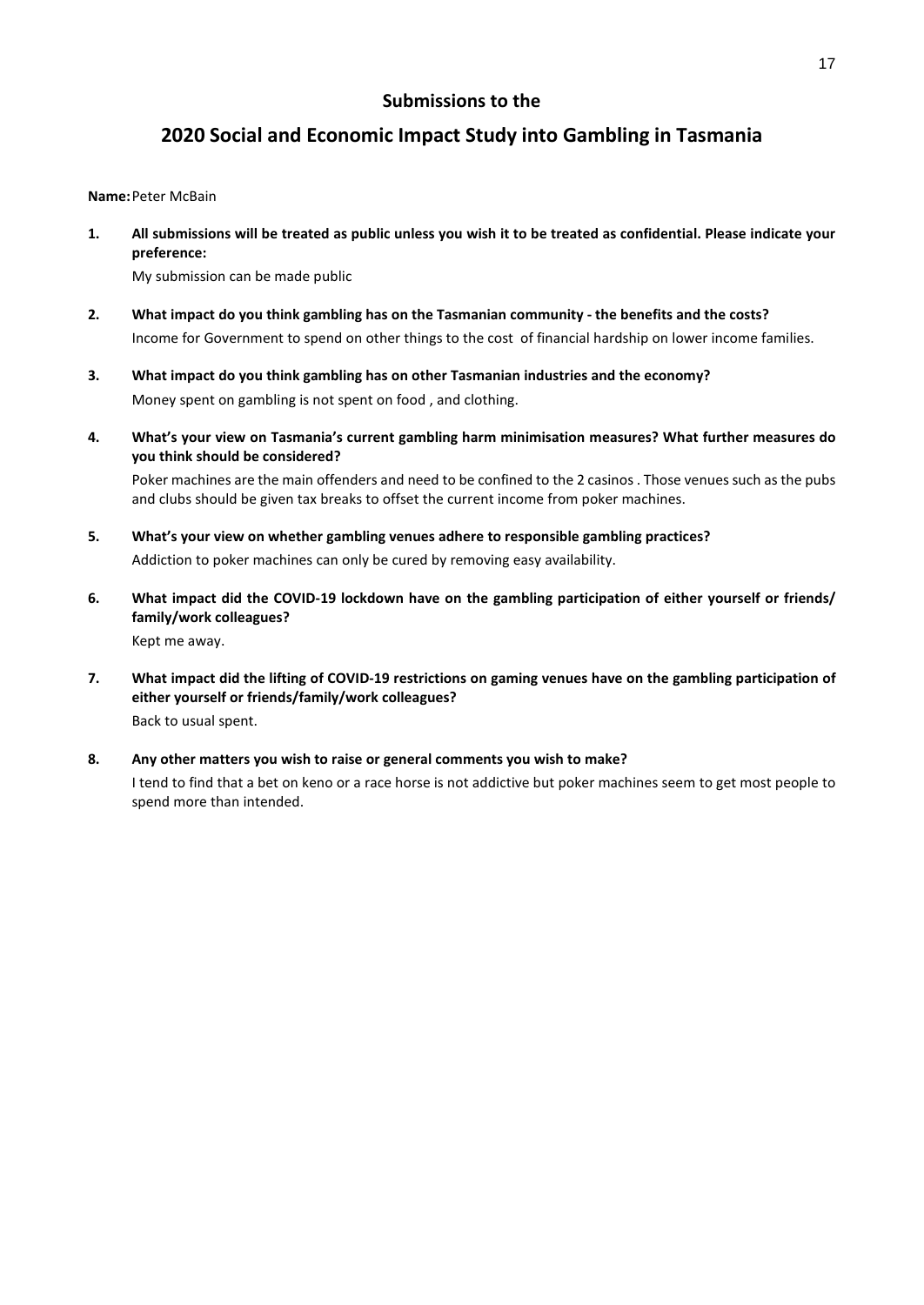## Submissions to the

# 2020 Social and Economic Impact Study into Gambling in Tasmania

**Name:** Peter McBain

1. **All submissions will be treated as public unless you wish it to be treated as confidential. Please indicate your preference:**

   My submission can be made public

2. **What impact do you think gambling has on the Tasmanian community - the benefits and the costs?**

   Income for Government to spend on other things to the cost  of financial hardship on lower income families.

3. **What impact do you think gambling has on other Tasmanian industries and the economy?**

   Money spent on gambling is not spent on food , and clothing.

4. **What's your view on Tasmania's current gambling harm minimisation measures? What further measures do you think should be considered?**

   Poker machines are the main offenders and need to be confined to the 2 casinos . Those venues such as the pubs and clubs should be given tax breaks to offset the current income from poker machines.

5. **What's your view on whether gambling venues adhere to responsible gambling practices?**

   Addiction to poker machines can only be cured by removing easy availability.

6. **What impact did the COVID-19 lockdown have on the gambling participation of either yourself or friends/ family/work colleagues?**

   Kept me away.

7. **What impact did the lifting of COVID-19 restrictions on gaming venues have on the gambling participation of either yourself or friends/family/work colleagues?**

   Back to usual spent.

8. **Any other matters you wish to raise or general comments you wish to make?**

   I tend to find that a bet on keno or a race horse is not addictive but poker machines seem to get most people to spend more than intended.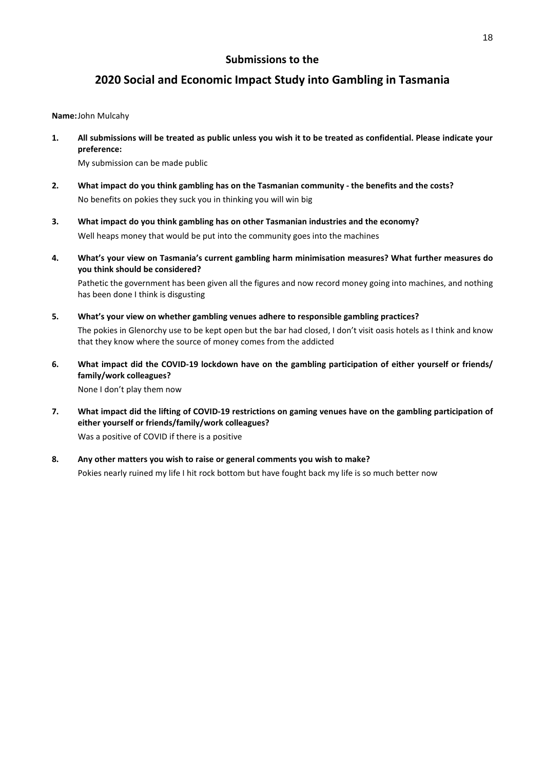## Submissions to the

# 2020 Social and Economic Impact Study into Gambling in Tasmania

**Name:** John Mulcahy

1. **All submissions will be treated as public unless you wish it to be treated as confidential. Please indicate your preference:**

   My submission can be made public

2. **What impact do you think gambling has on the Tasmanian community - the benefits and the costs?**

   No benefits on pokies they suck you in thinking you will win big

3. **What impact do you think gambling has on other Tasmanian industries and the economy?**

   Well heaps money that would be put into the community goes into the machines

4. **What's your view on Tasmania's current gambling harm minimisation measures? What further measures do you think should be considered?**

   Pathetic the government has been given all the figures and now record money going into machines, and nothing has been done I think is disgusting

5. **What's your view on whether gambling venues adhere to responsible gambling practices?**

   The pokies in Glenorchy use to be kept open but the bar had closed, I don't visit oasis hotels as I think and know that they know where the source of money comes from the addicted

6. **What impact did the COVID-19 lockdown have on the gambling participation of either yourself or friends/ family/work colleagues?**

   None I don't play them now

7. **What impact did the lifting of COVID-19 restrictions on gaming venues have on the gambling participation of either yourself or friends/family/work colleagues?**

   Was a positive of COVID if there is a positive

8. **Any other matters you wish to raise or general comments you wish to make?**

   Pokies nearly ruined my life I hit rock bottom but have fought back my life is so much better now